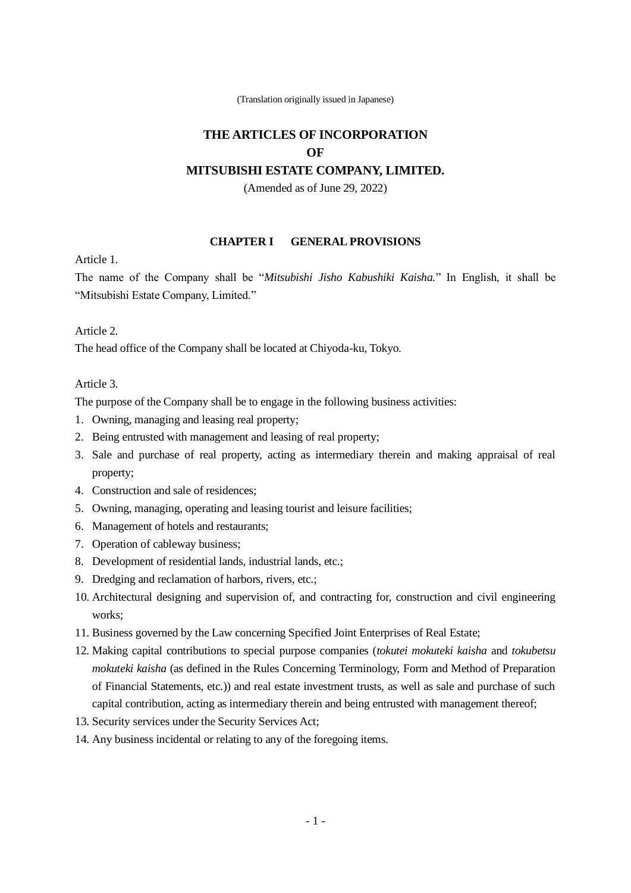(Translation originally issued in Japanese)

# THE ARTICLES OF INCORPORATION
# OF
# MITSUBISHI ESTATE COMPANY, LIMITED.

(Amended as of June 29, 2022)

## CHAPTER I GENERAL PROVISIONS

Article 1.

The name of the Company shall be "*Mitsubishi Jisho Kabushiki Kaisha.*" In English, it shall be "Mitsubishi Estate Company, Limited."

Article 2.

The head office of the Company shall be located at Chiyoda-ku, Tokyo.

Article 3.

The purpose of the Company shall be to engage in the following business activities:

1. Owning, managing and leasing real property;
2. Being entrusted with management and leasing of real property;
3. Sale and purchase of real property, acting as intermediary therein and making appraisal of real property;
4. Construction and sale of residences;
5. Owning, managing, operating and leasing tourist and leisure facilities;
6. Management of hotels and restaurants;
7. Operation of cableway business;
8. Development of residential lands, industrial lands, etc.;
9. Dredging and reclamation of harbors, rivers, etc.;
10. Architectural designing and supervision of, and contracting for, construction and civil engineering works;
11. Business governed by the Law concerning Specified Joint Enterprises of Real Estate;
12. Making capital contributions to special purpose companies (*tokutei mokuteki kaisha* and *tokubetsu mokuteki kaisha* (as defined in the Rules Concerning Terminology, Form and Method of Preparation of Financial Statements, etc.)) and real estate investment trusts, as well as sale and purchase of such capital contribution, acting as intermediary therein and being entrusted with management thereof;
13. Security services under the Security Services Act;
14. Any business incidental or relating to any of the foregoing items.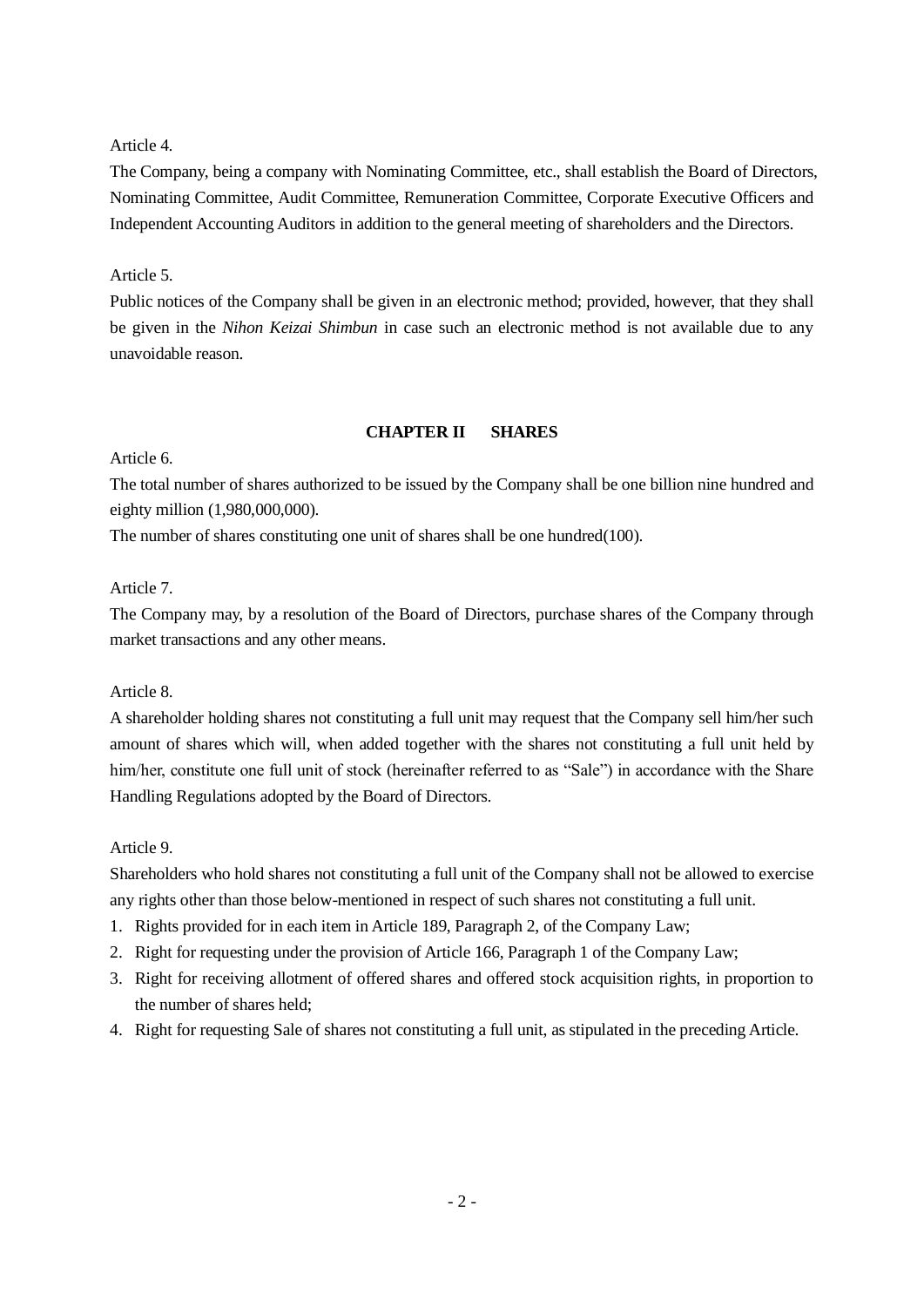Article 4.

The Company, being a company with Nominating Committee, etc., shall establish the Board of Directors, Nominating Committee, Audit Committee, Remuneration Committee, Corporate Executive Officers and Independent Accounting Auditors in addition to the general meeting of shareholders and the Directors.

Article 5.

Public notices of the Company shall be given in an electronic method; provided, however, that they shall be given in the *Nihon Keizai Shimbun* in case such an electronic method is not available due to any unavoidable reason.

## CHAPTER II SHARES

Article 6.

The total number of shares authorized to be issued by the Company shall be one billion nine hundred and eighty million (1,980,000,000).

The number of shares constituting one unit of shares shall be one hundred(100).

Article 7.

The Company may, by a resolution of the Board of Directors, purchase shares of the Company through market transactions and any other means.

Article 8.

A shareholder holding shares not constituting a full unit may request that the Company sell him/her such amount of shares which will, when added together with the shares not constituting a full unit held by him/her, constitute one full unit of stock (hereinafter referred to as "Sale") in accordance with the Share Handling Regulations adopted by the Board of Directors.

Article 9.

Shareholders who hold shares not constituting a full unit of the Company shall not be allowed to exercise any rights other than those below-mentioned in respect of such shares not constituting a full unit.

1. Rights provided for in each item in Article 189, Paragraph 2, of the Company Law;
2. Right for requesting under the provision of Article 166, Paragraph 1 of the Company Law;
3. Right for receiving allotment of offered shares and offered stock acquisition rights, in proportion to the number of shares held;
4. Right for requesting Sale of shares not constituting a full unit, as stipulated in the preceding Article.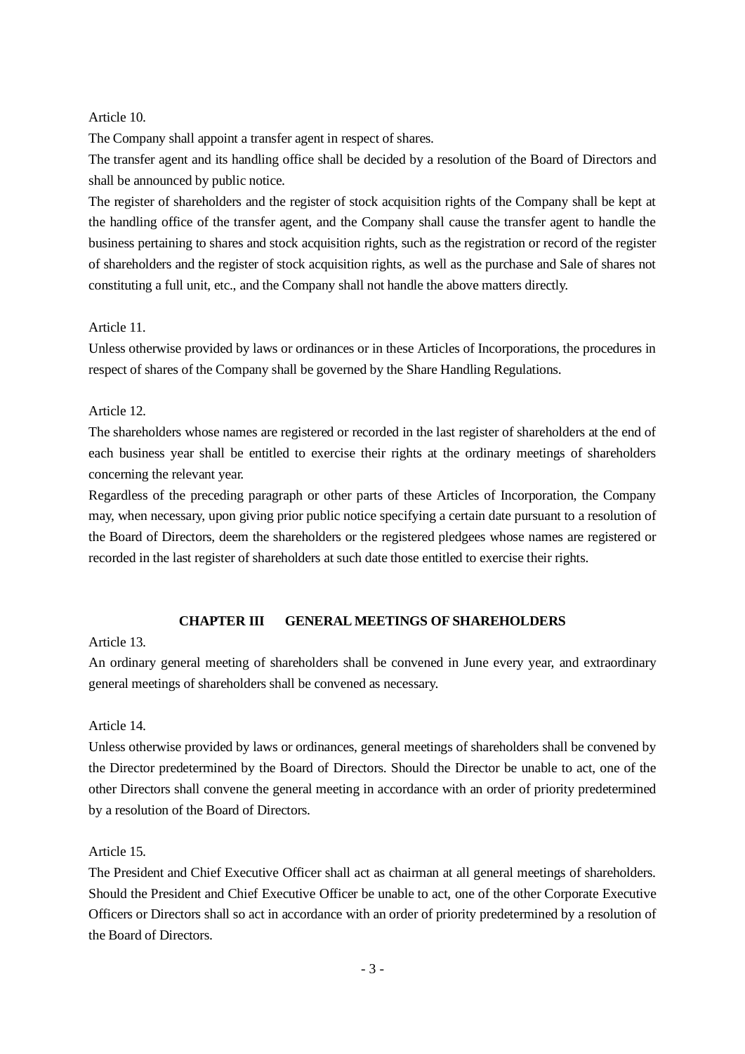Article 10.

The Company shall appoint a transfer agent in respect of shares.

The transfer agent and its handling office shall be decided by a resolution of the Board of Directors and shall be announced by public notice.

The register of shareholders and the register of stock acquisition rights of the Company shall be kept at the handling office of the transfer agent, and the Company shall cause the transfer agent to handle the business pertaining to shares and stock acquisition rights, such as the registration or record of the register of shareholders and the register of stock acquisition rights, as well as the purchase and Sale of shares not constituting a full unit, etc., and the Company shall not handle the above matters directly.

Article 11.

Unless otherwise provided by laws or ordinances or in these Articles of Incorporations, the procedures in respect of shares of the Company shall be governed by the Share Handling Regulations.

Article 12.

The shareholders whose names are registered or recorded in the last register of shareholders at the end of each business year shall be entitled to exercise their rights at the ordinary meetings of shareholders concerning the relevant year.

Regardless of the preceding paragraph or other parts of these Articles of Incorporation, the Company may, when necessary, upon giving prior public notice specifying a certain date pursuant to a resolution of the Board of Directors, deem the shareholders or the registered pledgees whose names are registered or recorded in the last register of shareholders at such date those entitled to exercise their rights.

## CHAPTER III GENERAL MEETINGS OF SHAREHOLDERS

Article 13.

An ordinary general meeting of shareholders shall be convened in June every year, and extraordinary general meetings of shareholders shall be convened as necessary.

Article 14.

Unless otherwise provided by laws or ordinances, general meetings of shareholders shall be convened by the Director predetermined by the Board of Directors. Should the Director be unable to act, one of the other Directors shall convene the general meeting in accordance with an order of priority predetermined by a resolution of the Board of Directors.

Article 15.

The President and Chief Executive Officer shall act as chairman at all general meetings of shareholders. Should the President and Chief Executive Officer be unable to act, one of the other Corporate Executive Officers or Directors shall so act in accordance with an order of priority predetermined by a resolution of the Board of Directors.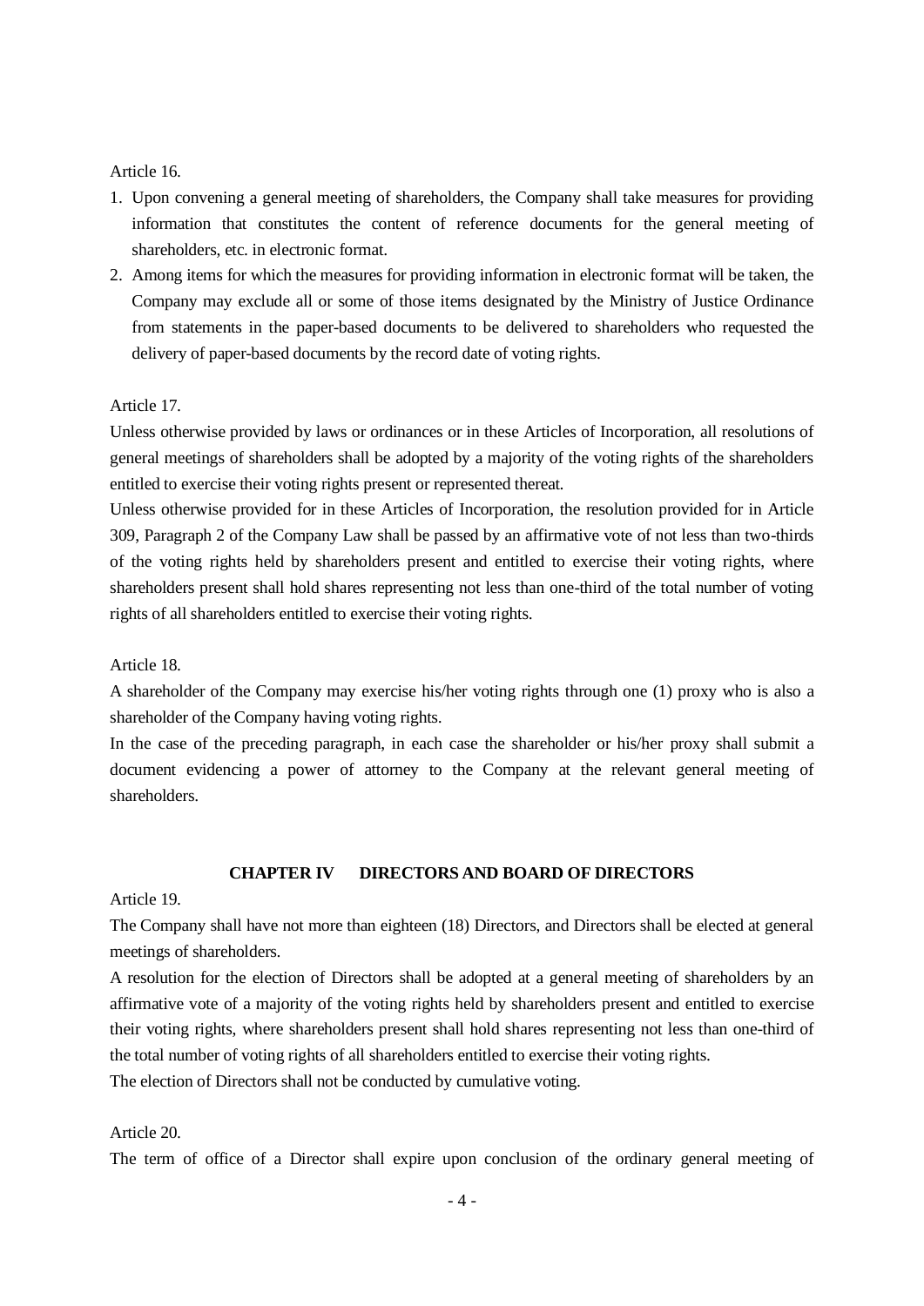Article 16.

1. Upon convening a general meeting of shareholders, the Company shall take measures for providing information that constitutes the content of reference documents for the general meeting of shareholders, etc. in electronic format.
2. Among items for which the measures for providing information in electronic format will be taken, the Company may exclude all or some of those items designated by the Ministry of Justice Ordinance from statements in the paper-based documents to be delivered to shareholders who requested the delivery of paper-based documents by the record date of voting rights.

Article 17.

Unless otherwise provided by laws or ordinances or in these Articles of Incorporation, all resolutions of general meetings of shareholders shall be adopted by a majority of the voting rights of the shareholders entitled to exercise their voting rights present or represented thereat.

Unless otherwise provided for in these Articles of Incorporation, the resolution provided for in Article 309, Paragraph 2 of the Company Law shall be passed by an affirmative vote of not less than two-thirds of the voting rights held by shareholders present and entitled to exercise their voting rights, where shareholders present shall hold shares representing not less than one-third of the total number of voting rights of all shareholders entitled to exercise their voting rights.

Article 18.

A shareholder of the Company may exercise his/her voting rights through one (1) proxy who is also a shareholder of the Company having voting rights.

In the case of the preceding paragraph, in each case the shareholder or his/her proxy shall submit a document evidencing a power of attorney to the Company at the relevant general meeting of shareholders.

## CHAPTER IV DIRECTORS AND BOARD OF DIRECTORS

Article 19.

The Company shall have not more than eighteen (18) Directors, and Directors shall be elected at general meetings of shareholders.

A resolution for the election of Directors shall be adopted at a general meeting of shareholders by an affirmative vote of a majority of the voting rights held by shareholders present and entitled to exercise their voting rights, where shareholders present shall hold shares representing not less than one-third of the total number of voting rights of all shareholders entitled to exercise their voting rights.

The election of Directors shall not be conducted by cumulative voting.

Article 20.

The term of office of a Director shall expire upon conclusion of the ordinary general meeting of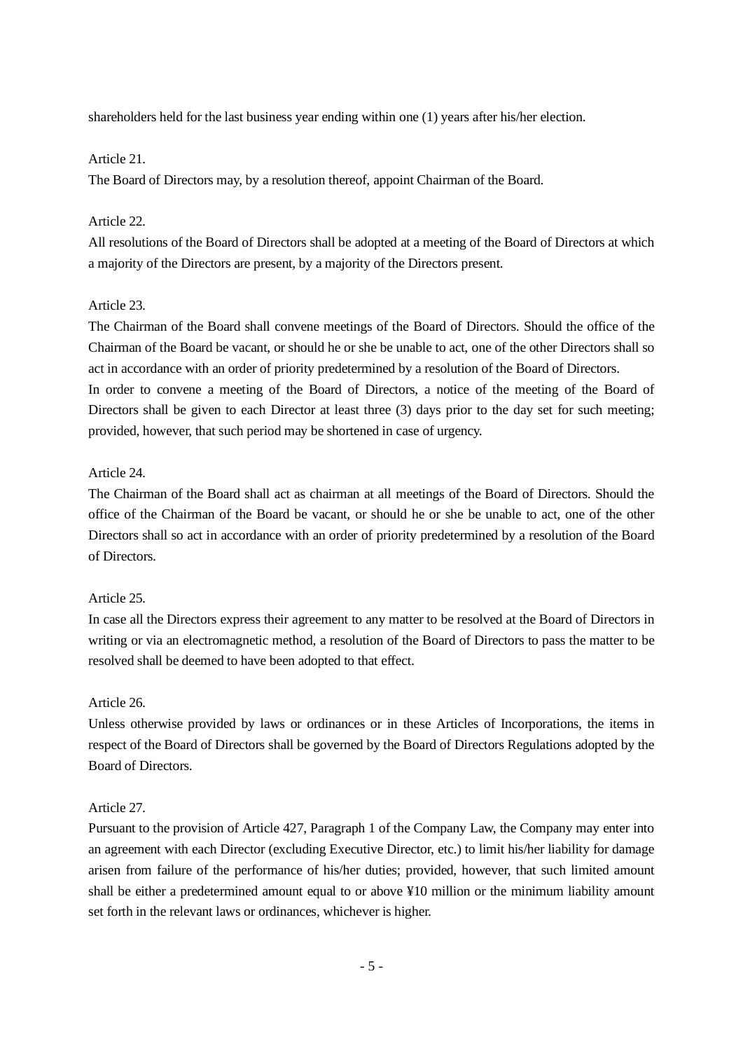shareholders held for the last business year ending within one (1) years after his/her election.

Article 21.

The Board of Directors may, by a resolution thereof, appoint Chairman of the Board.

Article 22.

All resolutions of the Board of Directors shall be adopted at a meeting of the Board of Directors at which a majority of the Directors are present, by a majority of the Directors present.

Article 23.

The Chairman of the Board shall convene meetings of the Board of Directors. Should the office of the Chairman of the Board be vacant, or should he or she be unable to act, one of the other Directors shall so act in accordance with an order of priority predetermined by a resolution of the Board of Directors.

In order to convene a meeting of the Board of Directors, a notice of the meeting of the Board of Directors shall be given to each Director at least three (3) days prior to the day set for such meeting; provided, however, that such period may be shortened in case of urgency.

Article 24.

The Chairman of the Board shall act as chairman at all meetings of the Board of Directors. Should the office of the Chairman of the Board be vacant, or should he or she be unable to act, one of the other Directors shall so act in accordance with an order of priority predetermined by a resolution of the Board of Directors.

Article 25.

In case all the Directors express their agreement to any matter to be resolved at the Board of Directors in writing or via an electromagnetic method, a resolution of the Board of Directors to pass the matter to be resolved shall be deemed to have been adopted to that effect.

Article 26.

Unless otherwise provided by laws or ordinances or in these Articles of Incorporations, the items in respect of the Board of Directors shall be governed by the Board of Directors Regulations adopted by the Board of Directors.

Article 27.

Pursuant to the provision of Article 427, Paragraph 1 of the Company Law, the Company may enter into an agreement with each Director (excluding Executive Director, etc.) to limit his/her liability for damage arisen from failure of the performance of his/her duties; provided, however, that such limited amount shall be either a predetermined amount equal to or above ¥10 million or the minimum liability amount set forth in the relevant laws or ordinances, whichever is higher.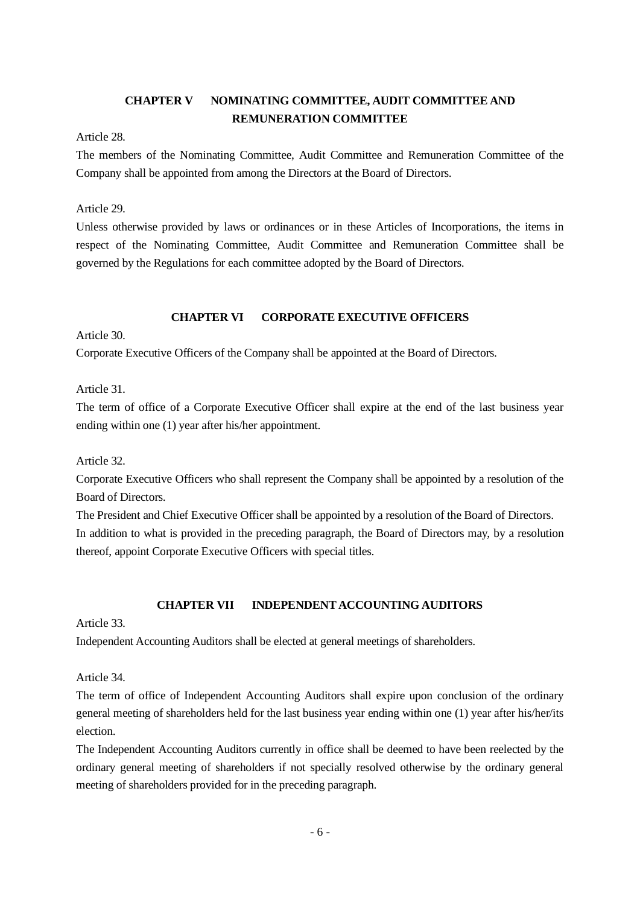## CHAPTER V NOMINATING COMMITTEE, AUDIT COMMITTEE AND REMUNERATION COMMITTEE

Article 28.

The members of the Nominating Committee, Audit Committee and Remuneration Committee of the Company shall be appointed from among the Directors at the Board of Directors.

Article 29.

Unless otherwise provided by laws or ordinances or in these Articles of Incorporations, the items in respect of the Nominating Committee, Audit Committee and Remuneration Committee shall be governed by the Regulations for each committee adopted by the Board of Directors.

## CHAPTER VI CORPORATE EXECUTIVE OFFICERS

Article 30.

Corporate Executive Officers of the Company shall be appointed at the Board of Directors.

Article 31.

The term of office of a Corporate Executive Officer shall expire at the end of the last business year ending within one (1) year after his/her appointment.

Article 32.

Corporate Executive Officers who shall represent the Company shall be appointed by a resolution of the Board of Directors.

The President and Chief Executive Officer shall be appointed by a resolution of the Board of Directors.

In addition to what is provided in the preceding paragraph, the Board of Directors may, by a resolution thereof, appoint Corporate Executive Officers with special titles.

## CHAPTER VII INDEPENDENT ACCOUNTING AUDITORS

Article 33.

Independent Accounting Auditors shall be elected at general meetings of shareholders.

Article 34.

The term of office of Independent Accounting Auditors shall expire upon conclusion of the ordinary general meeting of shareholders held for the last business year ending within one (1) year after his/her/its election.

The Independent Accounting Auditors currently in office shall be deemed to have been reelected by the ordinary general meeting of shareholders if not specially resolved otherwise by the ordinary general meeting of shareholders provided for in the preceding paragraph.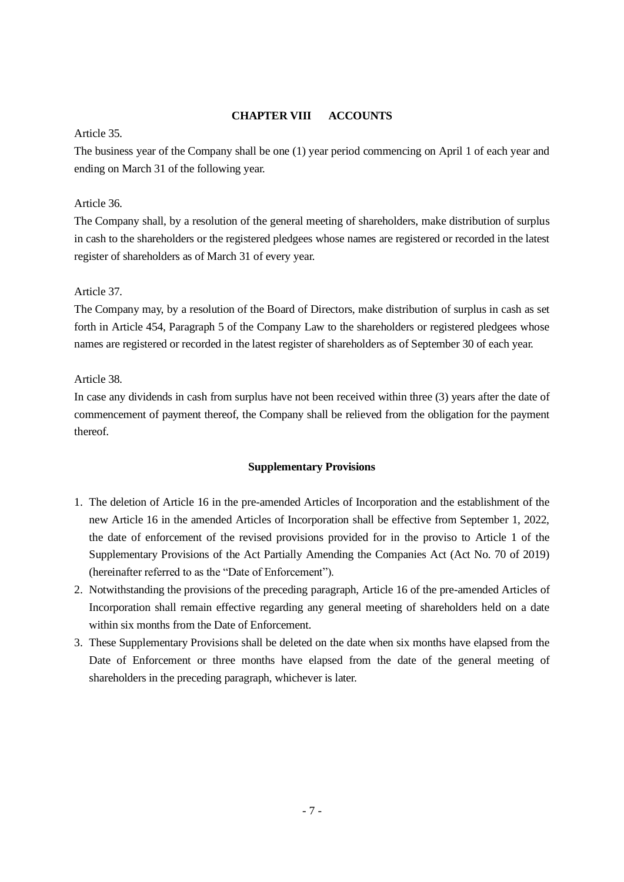## CHAPTER VIII ACCOUNTS

Article 35.

The business year of the Company shall be one (1) year period commencing on April 1 of each year and ending on March 31 of the following year.

Article 36.

The Company shall, by a resolution of the general meeting of shareholders, make distribution of surplus in cash to the shareholders or the registered pledgees whose names are registered or recorded in the latest register of shareholders as of March 31 of every year.

Article 37.

The Company may, by a resolution of the Board of Directors, make distribution of surplus in cash as set forth in Article 454, Paragraph 5 of the Company Law to the shareholders or registered pledgees whose names are registered or recorded in the latest register of shareholders as of September 30 of each year.

Article 38.

In case any dividends in cash from surplus have not been received within three (3) years after the date of commencement of payment thereof, the Company shall be relieved from the obligation for the payment thereof.

### Supplementary Provisions

1. The deletion of Article 16 in the pre-amended Articles of Incorporation and the establishment of the new Article 16 in the amended Articles of Incorporation shall be effective from September 1, 2022, the date of enforcement of the revised provisions provided for in the proviso to Article 1 of the Supplementary Provisions of the Act Partially Amending the Companies Act (Act No. 70 of 2019) (hereinafter referred to as the "Date of Enforcement").
2. Notwithstanding the provisions of the preceding paragraph, Article 16 of the pre-amended Articles of Incorporation shall remain effective regarding any general meeting of shareholders held on a date within six months from the Date of Enforcement.
3. These Supplementary Provisions shall be deleted on the date when six months have elapsed from the Date of Enforcement or three months have elapsed from the date of the general meeting of shareholders in the preceding paragraph, whichever is later.